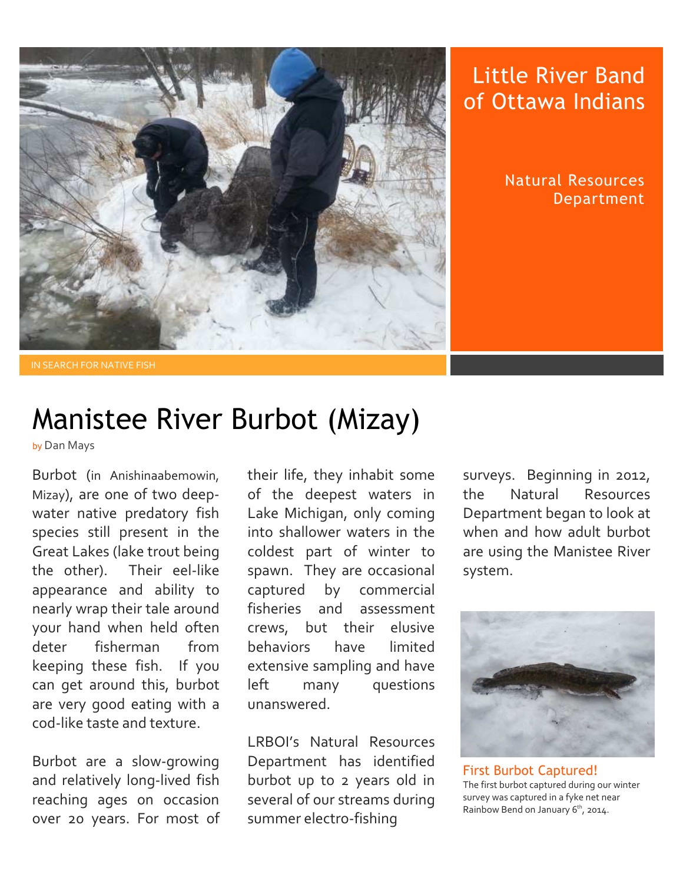# Little River Band of Ottawa Indians

Natural Resources Department

IN SEARCH FOR NATIVE FISH

## Manistee River Burbot (Mizay)

by Dan Mays

Burbot (in Anishinaabemowin, Mizay), are one of two deep-water native predatory fish species still present in the Great Lakes (lake trout being the other). Their eel-like appearance and ability to nearly wrap their tale around your hand when held often deter fisherman from keeping these fish. If you can get around this, burbot are very good eating with a cod-like taste and texture.

Burbot are a slow-growing and relatively long-lived fish reaching ages on occasion over 20 years. For most of their life, they inhabit some of the deepest waters in Lake Michigan, only coming into shallower waters in the coldest part of winter to spawn. They are occasional captured by commercial fisheries and assessment crews, but their elusive behaviors have limited extensive sampling and have left many questions unanswered.

LRBOI's Natural Resources Department has identified burbot up to 2 years old in several of our streams during summer electro-fishing surveys. Beginning in 2012, the Natural Resources Department began to look at when and how adult burbot are using the Manistee River system.

**First Burbot Captured!**

The first burbot captured during our winter survey was captured in a fyke net near Rainbow Bend on January 6th, 2014.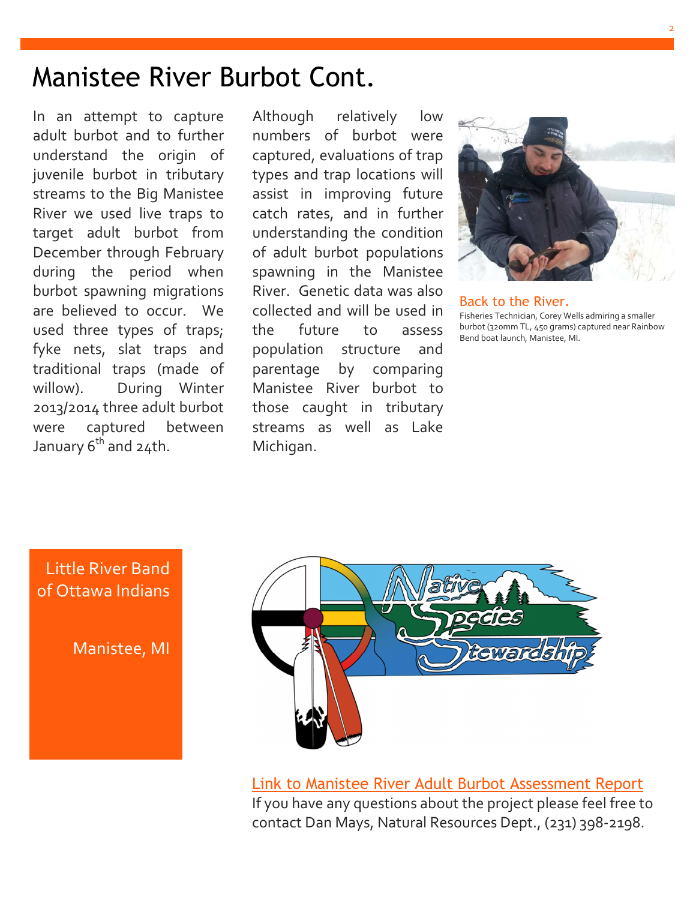# Manistee River Burbot Cont.

In an attempt to capture adult burbot and to further understand the origin of juvenile burbot in tributary streams to the Big Manistee River we used live traps to target adult burbot from December through February during the period when burbot spawning migrations are believed to occur. We used three types of traps; fyke nets, slat traps and traditional traps (made of willow). During Winter 2013/2014 three adult burbot were captured between January 6th and 24th.

Although relatively low numbers of burbot were captured, evaluations of trap types and trap locations will assist in improving future catch rates, and in further understanding the condition of adult burbot populations spawning in the Manistee River. Genetic data was also collected and will be used in the future to assess population structure and parentage by comparing Manistee River burbot to those caught in tributary streams as well as Lake Michigan.

**Back to the River.**

Fisheries Technician, Corey Wells admiring a smaller burbot (320mm TL, 450 grams) captured near Rainbow Bend boat launch, Manistee, MI.

Little River Band of Ottawa Indians

Manistee, MI

Native Species Stewardship

Link to Manistee River Adult Burbot Assessment Report

If you have any questions about the project please feel free to contact Dan Mays, Natural Resources Dept., (231) 398-2198.